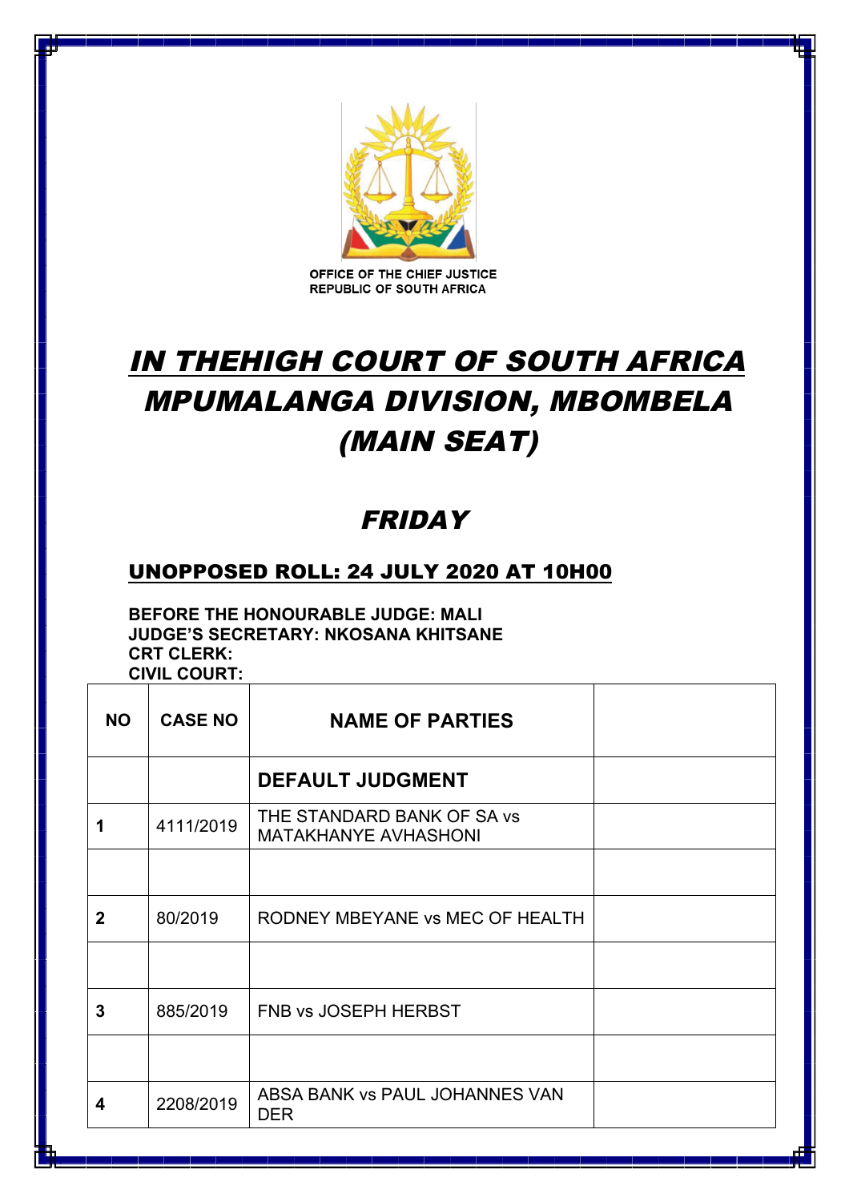OFFICE OF THE CHIEF JUSTICE
REPUBLIC OF SOUTH AFRICA

# *IN THEHIGH COURT OF SOUTH AFRICA MPUMALANGA DIVISION, MBOMBELA (MAIN SEAT)*

## *FRIDAY*

### UNOPPOSED ROLL: 24 JULY 2020 AT 10H00

**BEFORE THE HONOURABLE JUDGE: MALI**
**JUDGE'S SECRETARY: NKOSANA KHITSANE**
**CRT CLERK:**
**CIVIL COURT:**

| NO | CASE NO | NAME OF PARTIES | |
|---|---|---|---|
| | | **DEFAULT JUDGMENT** | |
| 1 | 4111/2019 | THE STANDARD BANK OF SA vs MATAKHANYE AVHASHONI | |
| | | | |
| 2 | 80/2019 | RODNEY MBEYANE vs MEC OF HEALTH | |
| | | | |
| 3 | 885/2019 | FNB vs JOSEPH HERBST | |
| | | | |
| 4 | 2208/2019 | ABSA BANK vs PAUL JOHANNES VAN DER | |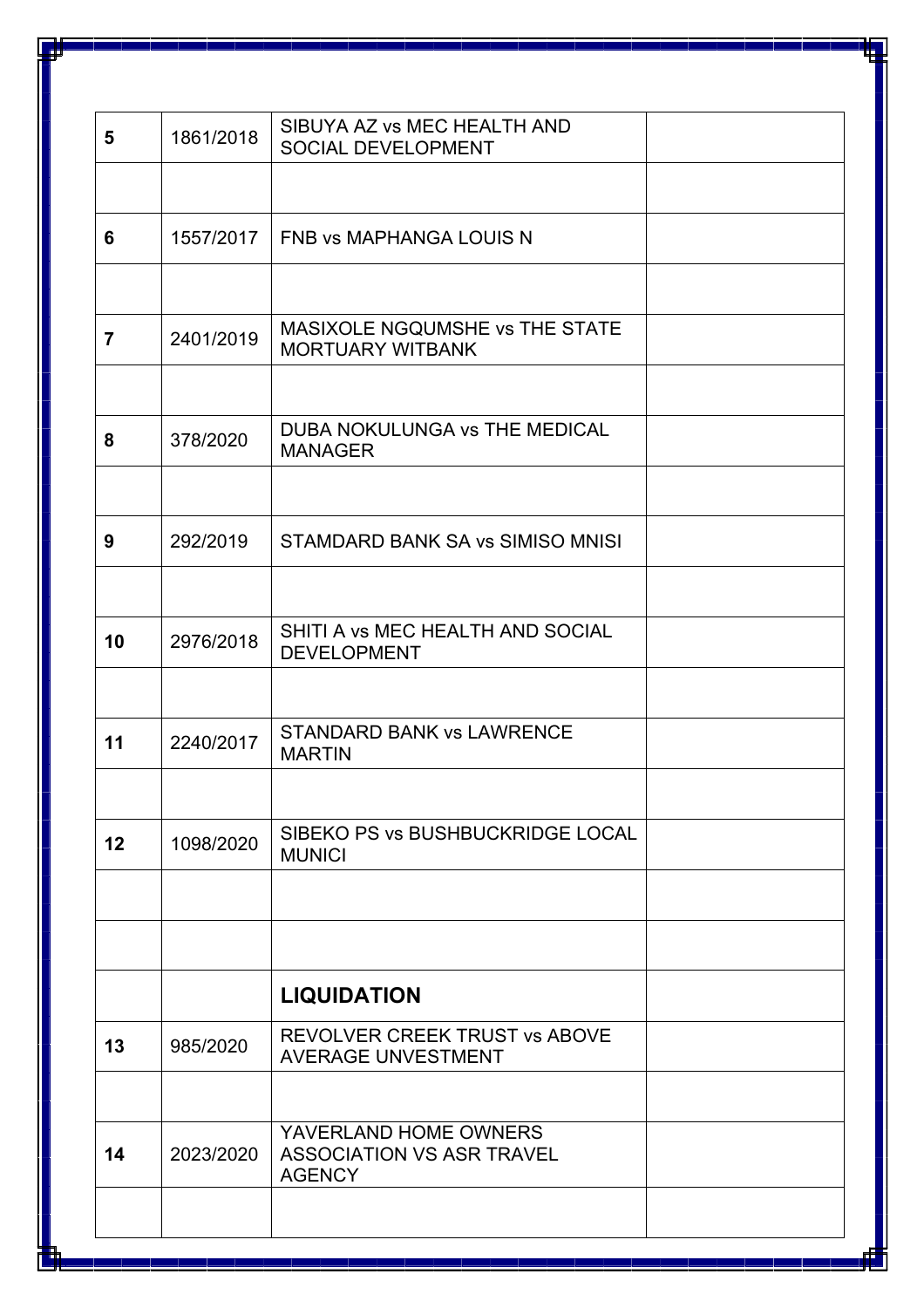| | | | |
|---|---|---|---|
| **5** | 1861/2018 | SIBUYA AZ vs MEC HEALTH AND SOCIAL DEVELOPMENT | |
| | | | |
| **6** | 1557/2017 | FNB vs MAPHANGA LOUIS N | |
| | | | |
| **7** | 2401/2019 | MASIXOLE NGQUMSHE vs THE STATE MORTUARY WITBANK | |
| | | | |
| **8** | 378/2020 | DUBA NOKULUNGA vs THE MEDICAL MANAGER | |
| | | | |
| **9** | 292/2019 | STAMDARD BANK SA vs SIMISO MNISI | |
| | | | |
| **10** | 2976/2018 | SHITI A vs MEC HEALTH AND SOCIAL DEVELOPMENT | |
| | | | |
| **11** | 2240/2017 | STANDARD BANK vs LAWRENCE MARTIN | |
| | | | |
| **12** | 1098/2020 | SIBEKO PS vs BUSHBUCKRIDGE LOCAL MUNICI | |
| | | | |
| | | | |
| | | **LIQUIDATION** | |
| **13** | 985/2020 | REVOLVER CREEK TRUST vs ABOVE AVERAGE UNVESTMENT | |
| | | | |
| **14** | 2023/2020 | YAVERLAND HOME OWNERS ASSOCIATION VS ASR TRAVEL AGENCY | |
| | | | |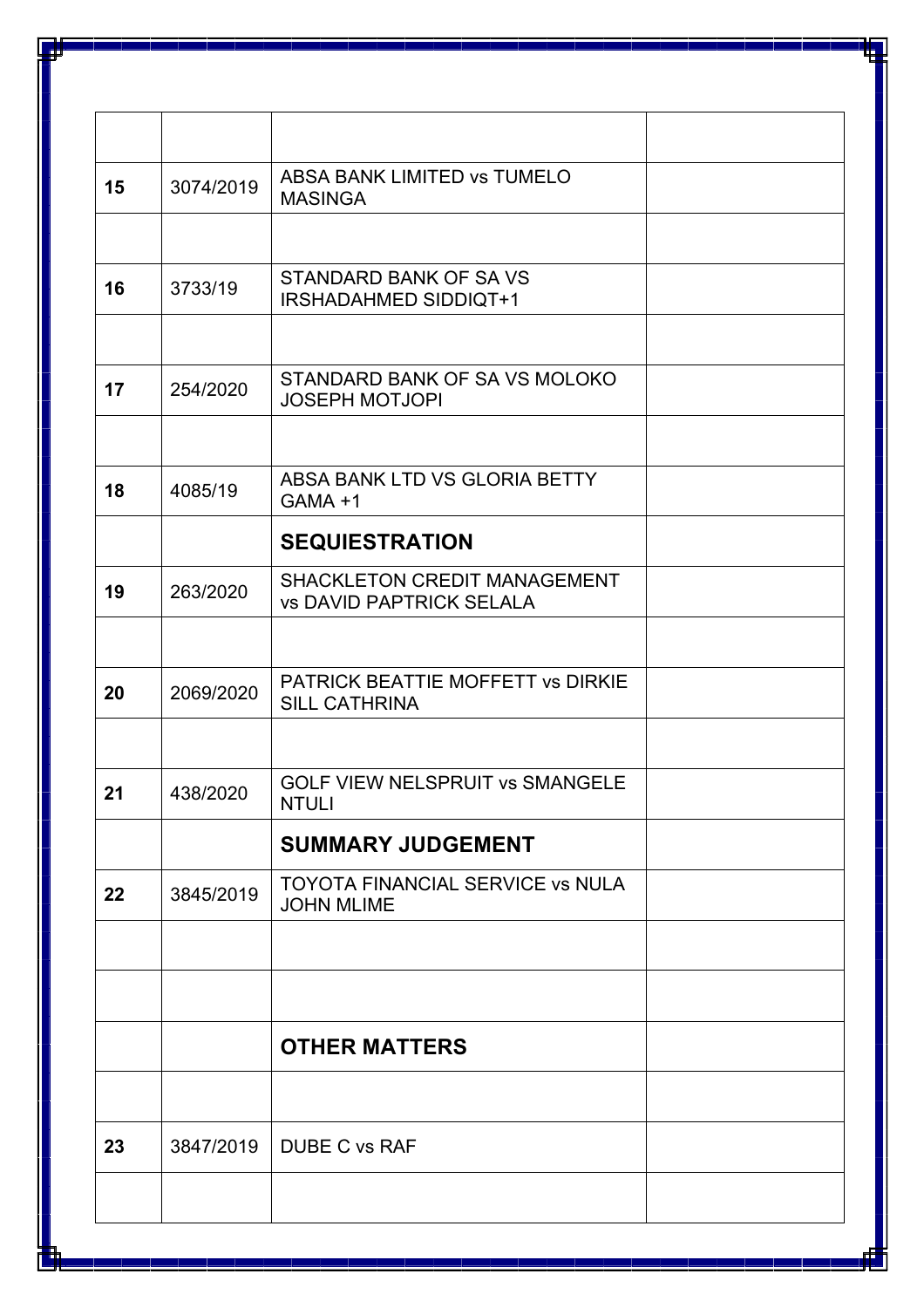| | | | |
|---|---|---|---|
| **15** | 3074/2019 | ABSA BANK LIMITED vs TUMELO MASINGA | |
| | | | |
| **16** | 3733/19 | STANDARD BANK OF SA VS IRSHADAHMED SIDDIQT+1 | |
| | | | |
| **17** | 254/2020 | STANDARD BANK OF SA VS MOLOKO JOSEPH MOTJOPI | |
| | | | |
| **18** | 4085/19 | ABSA BANK LTD VS GLORIA BETTY GAMA +1 | |
| | | **SEQUIESTRATION** | |
| **19** | 263/2020 | SHACKLETON CREDIT MANAGEMENT vs DAVID PAPTRICK SELALA | |
| | | | |
| **20** | 2069/2020 | PATRICK BEATTIE MOFFETT vs DIRKIE SILL CATHRINA | |
| | | | |
| **21** | 438/2020 | GOLF VIEW NELSPRUIT vs SMANGELE NTULI | |
| | | **SUMMARY JUDGEMENT** | |
| **22** | 3845/2019 | TOYOTA FINANCIAL SERVICE vs NULA JOHN MLIME | |
| | | | |
| | | | |
| | | **OTHER MATTERS** | |
| | | | |
| **23** | 3847/2019 | DUBE C vs RAF | |
| | | | |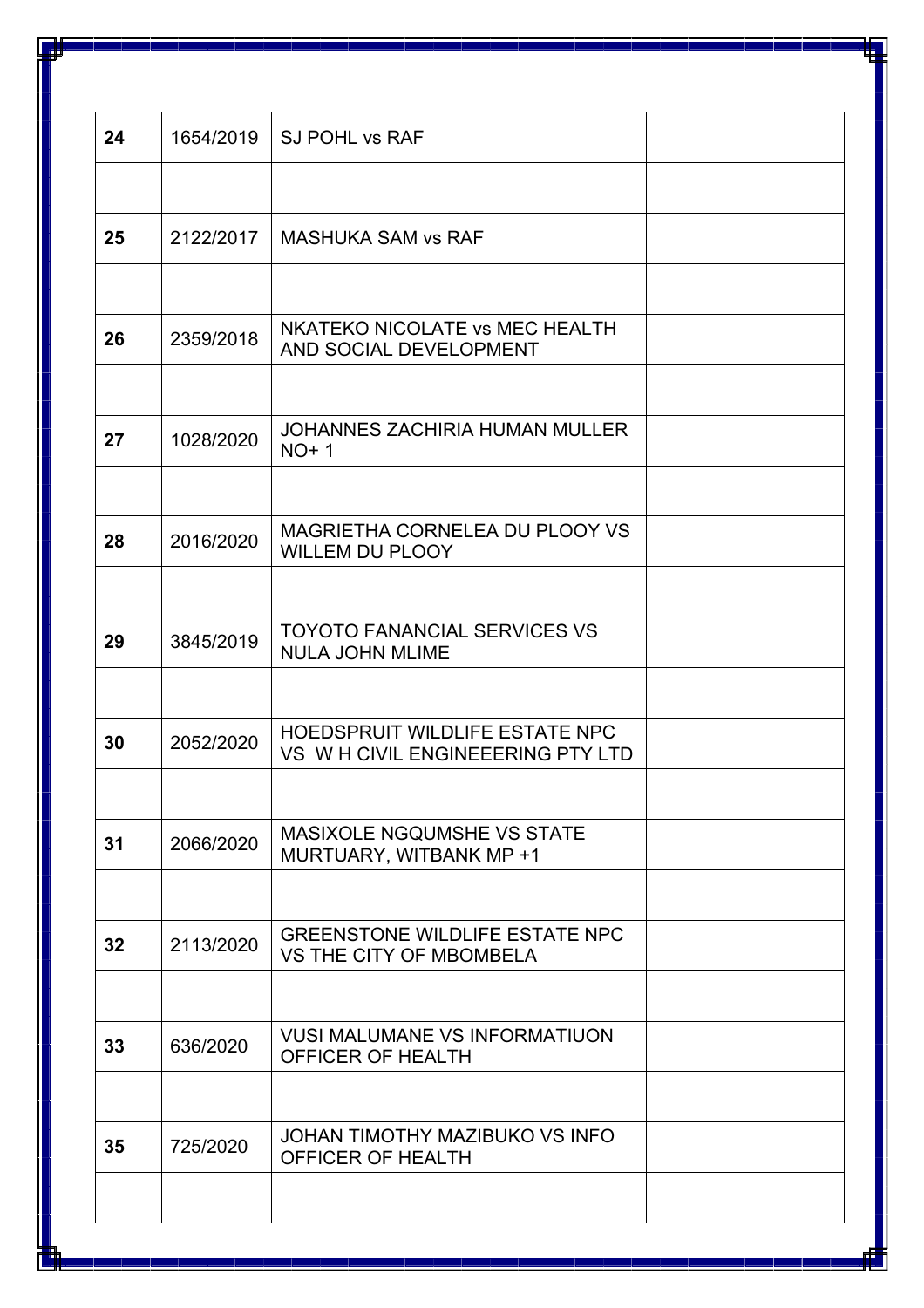| | | | |
|---|---|---|---|
| **24** | 1654/2019 | SJ POHL vs RAF | |
| | | | |
| **25** | 2122/2017 | MASHUKA SAM vs RAF | |
| | | | |
| **26** | 2359/2018 | NKATEKO NICOLATE vs MEC HEALTH AND SOCIAL DEVELOPMENT | |
| | | | |
| **27** | 1028/2020 | JOHANNES ZACHIRIA HUMAN MULLER NO+ 1 | |
| | | | |
| **28** | 2016/2020 | MAGRIETHA CORNELEA DU PLOOY VS WILLEM DU PLOOY | |
| | | | |
| **29** | 3845/2019 | TOYOTO FANANCIAL SERVICES VS NULA JOHN MLIME | |
| | | | |
| **30** | 2052/2020 | HOEDSPRUIT WILDLIFE ESTATE NPC VS W H CIVIL ENGINEEERING PTY LTD | |
| | | | |
| **31** | 2066/2020 | MASIXOLE NGQUMSHE VS STATE MURTUARY, WITBANK MP +1 | |
| | | | |
| **32** | 2113/2020 | GREENSTONE WILDLIFE ESTATE NPC VS THE CITY OF MBOMBELA | |
| | | | |
| **33** | 636/2020 | VUSI MALUMANE VS INFORMATIUON OFFICER OF HEALTH | |
| | | | |
| **35** | 725/2020 | JOHAN TIMOTHY MAZIBUKO VS INFO OFFICER OF HEALTH | |
| | | | |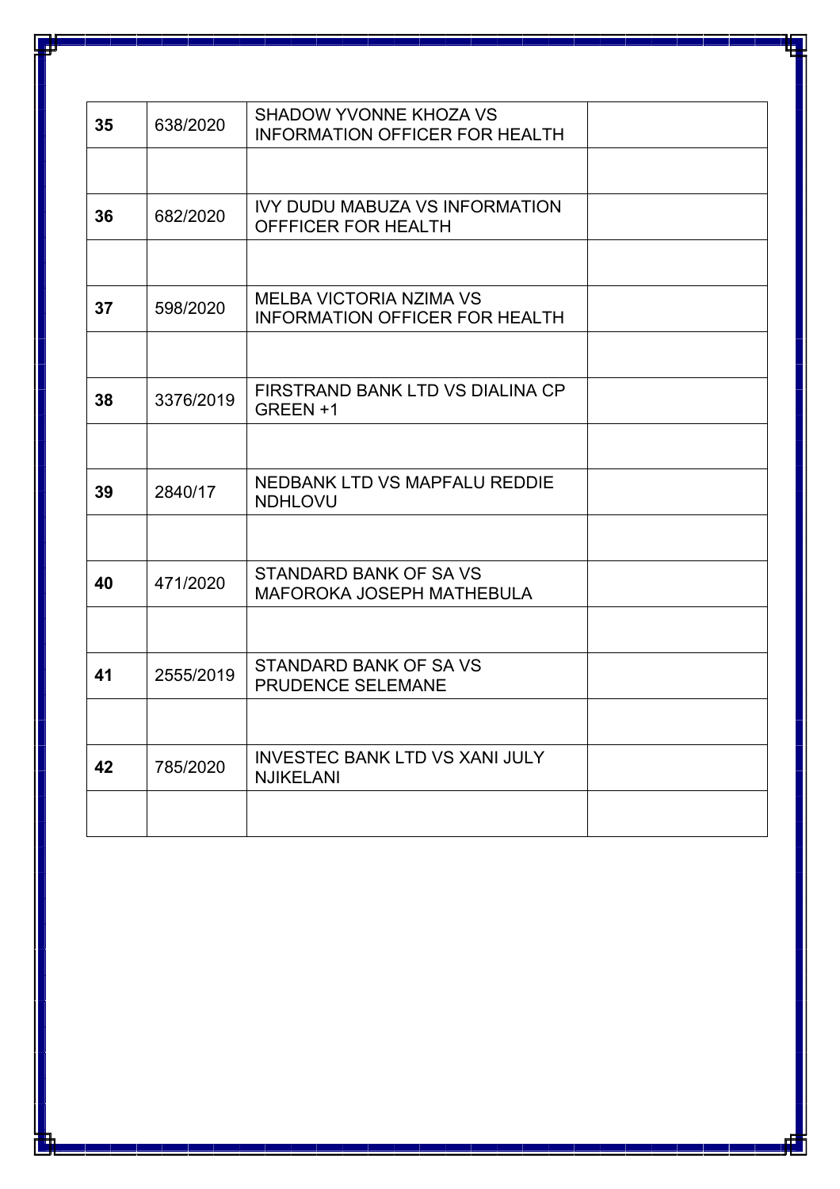| | | | |
|---|---|---|---|
| **35** | 638/2020 | SHADOW YVONNE KHOZA VS INFORMATION OFFICER FOR HEALTH | |
| | | | |
| **36** | 682/2020 | IVY DUDU MABUZA VS INFORMATION OFFFICER FOR HEALTH | |
| | | | |
| **37** | 598/2020 | MELBA VICTORIA NZIMA VS INFORMATION OFFICER FOR HEALTH | |
| | | | |
| **38** | 3376/2019 | FIRSTRAND BANK LTD VS DIALINA CP GREEN +1 | |
| | | | |
| **39** | 2840/17 | NEDBANK LTD VS MAPFALU REDDIE NDHLOVU | |
| | | | |
| **40** | 471/2020 | STANDARD BANK OF SA VS MAFOROKA JOSEPH MATHEBULA | |
| | | | |
| **41** | 2555/2019 | STANDARD BANK OF SA VS PRUDENCE SELEMANE | |
| | | | |
| **42** | 785/2020 | INVESTEC BANK LTD VS XANI JULY NJIKELANI | |
| | | | |